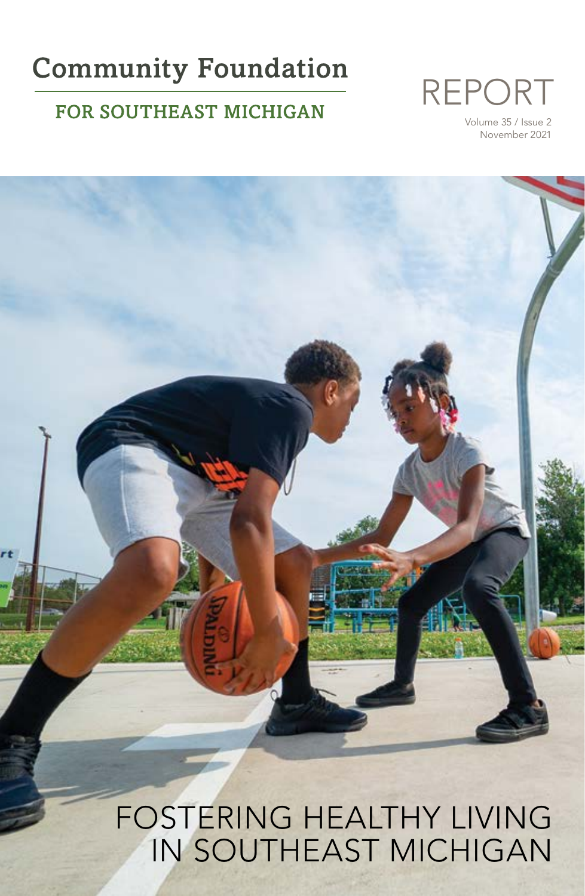# Community Foundation

## FOR SOUTHEAST MICHIGAN

# REPORT

Volume 35 / Issue 2
November 2021

# FOSTERING HEALTHY LIVING IN SOUTHEAST MICHIGAN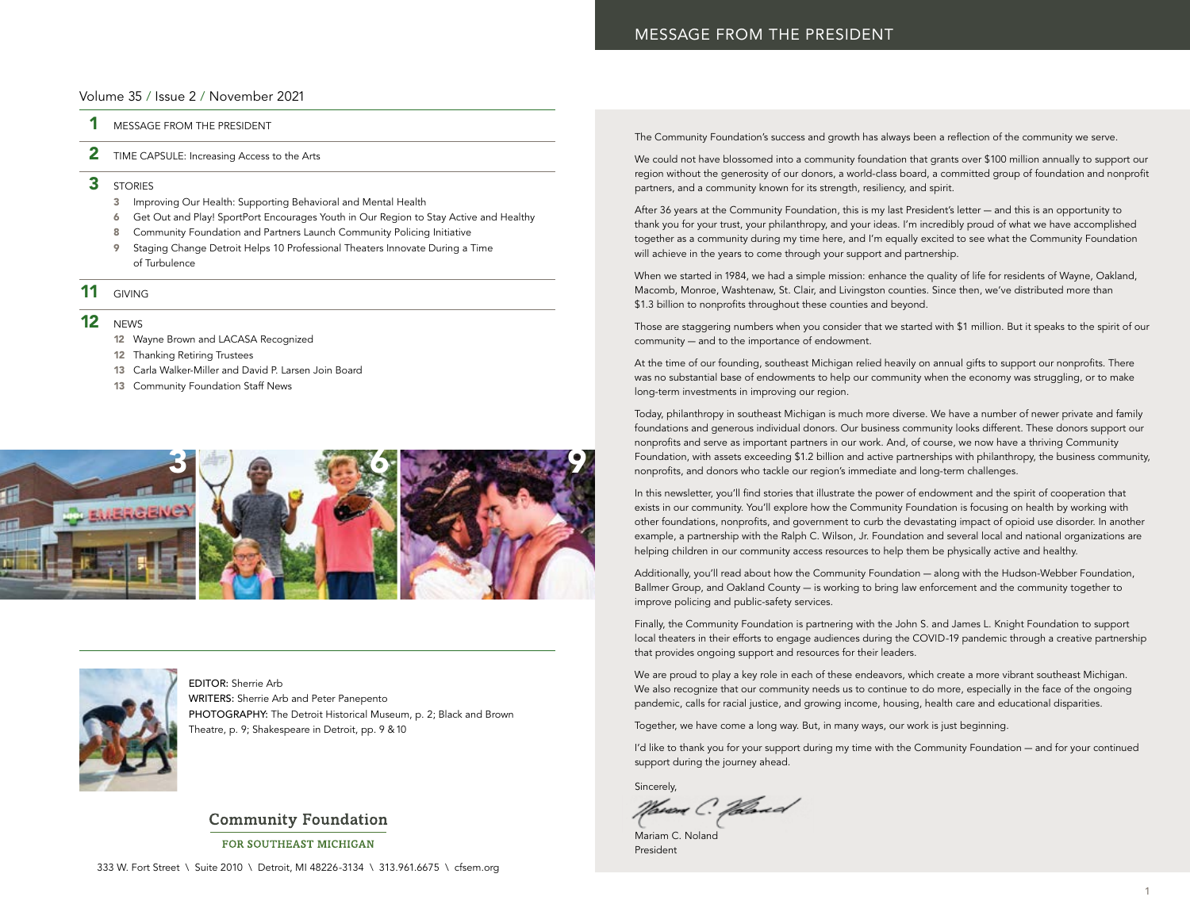Volume 35 / Issue 2 / November 2021

**1** MESSAGE FROM THE PRESIDENT

**2** TIME CAPSULE: Increasing Access to the Arts

**3** STORIES

- 3 Improving Our Health: Supporting Behavioral and Mental Health
- 6 Get Out and Play! SportPort Encourages Youth in Our Region to Stay Active and Healthy
- 8 Community Foundation and Partners Launch Community Policing Initiative
- 9 Staging Change Detroit Helps 10 Professional Theaters Innovate During a Time of Turbulence

**11** GIVING

**12** NEWS

- 12 Wayne Brown and LACASA Recognized
- 12 Thanking Retiring Trustees
- 13 Carla Walker-Miller and David P. Larsen Join Board
- 13 Community Foundation Staff News

EDITOR: Sherrie Arb
WRITERS: Sherrie Arb and Peter Panepento
PHOTOGRAPHY: The Detroit Historical Museum, p. 2; Black and Brown Theatre, p. 9; Shakespeare in Detroit, pp. 9 & 10

**Community Foundation**
FOR SOUTHEAST MICHIGAN

333 W. Fort Street \ Suite 2010 \ Detroit, MI 48226-3134 \ 313.961.6675 \ cfsem.org

# MESSAGE FROM THE PRESIDENT

The Community Foundation's success and growth has always been a reflection of the community we serve.

We could not have blossomed into a community foundation that grants over $100 million annually to support our region without the generosity of our donors, a world-class board, a committed group of foundation and nonprofit partners, and a community known for its strength, resiliency, and spirit.

After 36 years at the Community Foundation, this is my last President's letter — and this is an opportunity to thank you for your trust, your philanthropy, and your ideas. I'm incredibly proud of what we have accomplished together as a community during my time here, and I'm equally excited to see what the Community Foundation will achieve in the years to come through your support and partnership.

When we started in 1984, we had a simple mission: enhance the quality of life for residents of Wayne, Oakland, Macomb, Monroe, Washtenaw, St. Clair, and Livingston counties. Since then, we've distributed more than $1.3 billion to nonprofits throughout these counties and beyond.

Those are staggering numbers when you consider that we started with $1 million. But it speaks to the spirit of our community — and to the importance of endowment.

At the time of our founding, southeast Michigan relied heavily on annual gifts to support our nonprofits. There was no substantial base of endowments to help our community when the economy was struggling, or to make long-term investments in improving our region.

Today, philanthropy in southeast Michigan is much more diverse. We have a number of newer private and family foundations and generous individual donors. Our business community looks different. These donors support our nonprofits and serve as important partners in our work. And, of course, we now have a thriving Community Foundation, with assets exceeding $1.2 billion and active partnerships with philanthropy, the business community, nonprofits, and donors who tackle our region's immediate and long-term challenges.

In this newsletter, you'll find stories that illustrate the power of endowment and the spirit of cooperation that exists in our community. You'll explore how the Community Foundation is focusing on health by working with other foundations, nonprofits, and government to curb the devastating impact of opioid use disorder. In another example, a partnership with the Ralph C. Wilson, Jr. Foundation and several local and national organizations are helping children in our community access resources to help them be physically active and healthy.

Additionally, you'll read about how the Community Foundation — along with the Hudson-Webber Foundation, Ballmer Group, and Oakland County — is working to bring law enforcement and the community together to improve policing and public-safety services.

Finally, the Community Foundation is partnering with the John S. and James L. Knight Foundation to support local theaters in their efforts to engage audiences during the COVID-19 pandemic through a creative partnership that provides ongoing support and resources for their leaders.

We are proud to play a key role in each of these endeavors, which create a more vibrant southeast Michigan. We also recognize that our community needs us to continue to do more, especially in the face of the ongoing pandemic, calls for racial justice, and growing income, housing, health care and educational disparities.

Together, we have come a long way. But, in many ways, our work is just beginning.

I'd like to thank you for your support during my time with the Community Foundation — and for your continued support during the journey ahead.

Sincerely,

Mariam C. Noland
President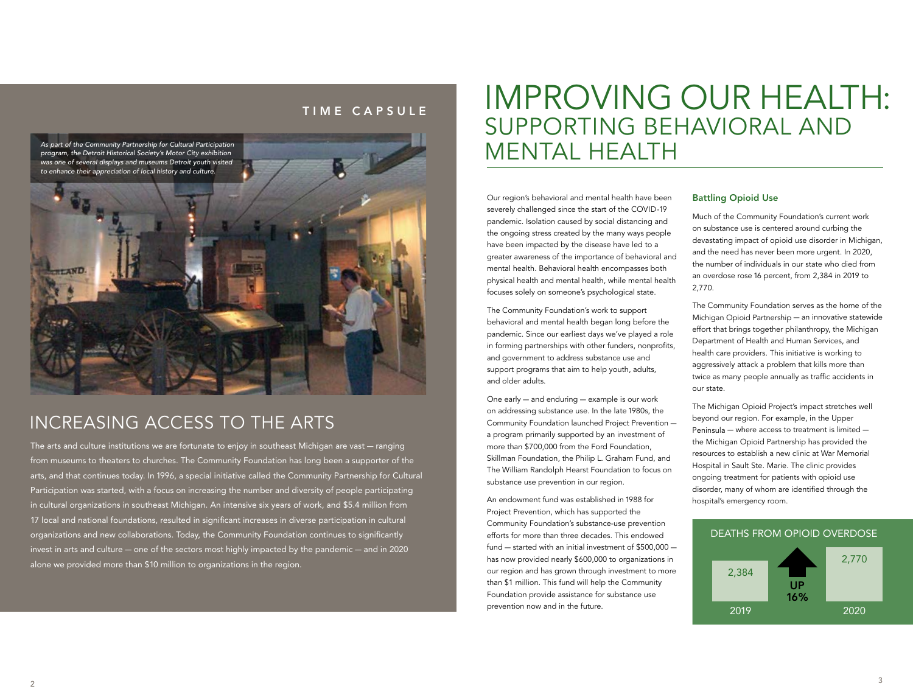## TIME CAPSULE

*As part of the Community Partnership for Cultural Participation program, the Detroit Historical Society's Motor City exhibition was one of several displays and museums Detroit youth visited to enhance their appreciation of local history and culture.*

## INCREASING ACCESS TO THE ARTS

The arts and culture institutions we are fortunate to enjoy in southeast Michigan are vast — ranging from museums to theaters to churches. The Community Foundation has long been a supporter of the arts, and that continues today. In 1996, a special initiative called the Community Partnership for Cultural Participation was started, with a focus on increasing the number and diversity of people participating in cultural organizations in southeast Michigan. An intensive six years of work, and $5.4 million from 17 local and national foundations, resulted in significant increases in diverse participation in cultural organizations and new collaborations. Today, the Community Foundation continues to significantly invest in arts and culture — one of the sectors most highly impacted by the pandemic — and in 2020 alone we provided more than $10 million to organizations in the region.

# IMPROVING OUR HEALTH: SUPPORTING BEHAVIORAL AND MENTAL HEALTH

Our region's behavioral and mental health have been severely challenged since the start of the COVID-19 pandemic. Isolation caused by social distancing and the ongoing stress created by the many ways people have been impacted by the disease have led to a greater awareness of the importance of behavioral and mental health. Behavioral health encompasses both physical health and mental health, while mental health focuses solely on someone's psychological state.

The Community Foundation's work to support behavioral and mental health began long before the pandemic. Since our earliest days we've played a role in forming partnerships with other funders, nonprofits, and government to address substance use and support programs that aim to help youth, adults, and older adults.

One early — and enduring — example is our work on addressing substance use. In the late 1980s, the Community Foundation launched Project Prevention — a program primarily supported by an investment of more than $700,000 from the Ford Foundation, Skillman Foundation, the Philip L. Graham Fund, and The William Randolph Hearst Foundation to focus on substance use prevention in our region.

An endowment fund was established in 1988 for Project Prevention, which has supported the Community Foundation's substance-use prevention efforts for more than three decades. This endowed fund — started with an initial investment of $500,000 — has now provided nearly $600,000 to organizations in our region and has grown through investment to more than $1 million. This fund will help the Community Foundation provide assistance for substance use prevention now and in the future.

### Battling Opioid Use

Much of the Community Foundation's current work on substance use is centered around curbing the devastating impact of opioid use disorder in Michigan, and the need has never been more urgent. In 2020, the number of individuals in our state who died from an overdose rose 16 percent, from 2,384 in 2019 to 2,770.

The Community Foundation serves as the home of the Michigan Opioid Partnership — an innovative statewide effort that brings together philanthropy, the Michigan Department of Health and Human Services, and health care providers. This initiative is working to aggressively attack a problem that kills more than twice as many people annually as traffic accidents in our state.

The Michigan Opioid Project's impact stretches well beyond our region. For example, in the Upper Peninsula — where access to treatment is limited — the Michigan Opioid Partnership has provided the resources to establish a new clinic at War Memorial Hospital in Sault Ste. Marie. The clinic provides ongoing treatment for patients with opioid use disorder, many of whom are identified through the hospital's emergency room.

**DEATHS FROM OPIOID OVERDOSE**

| 2019 | | 2020 |
|---|---|---|
| 2,384 | UP 16% | 2,770 |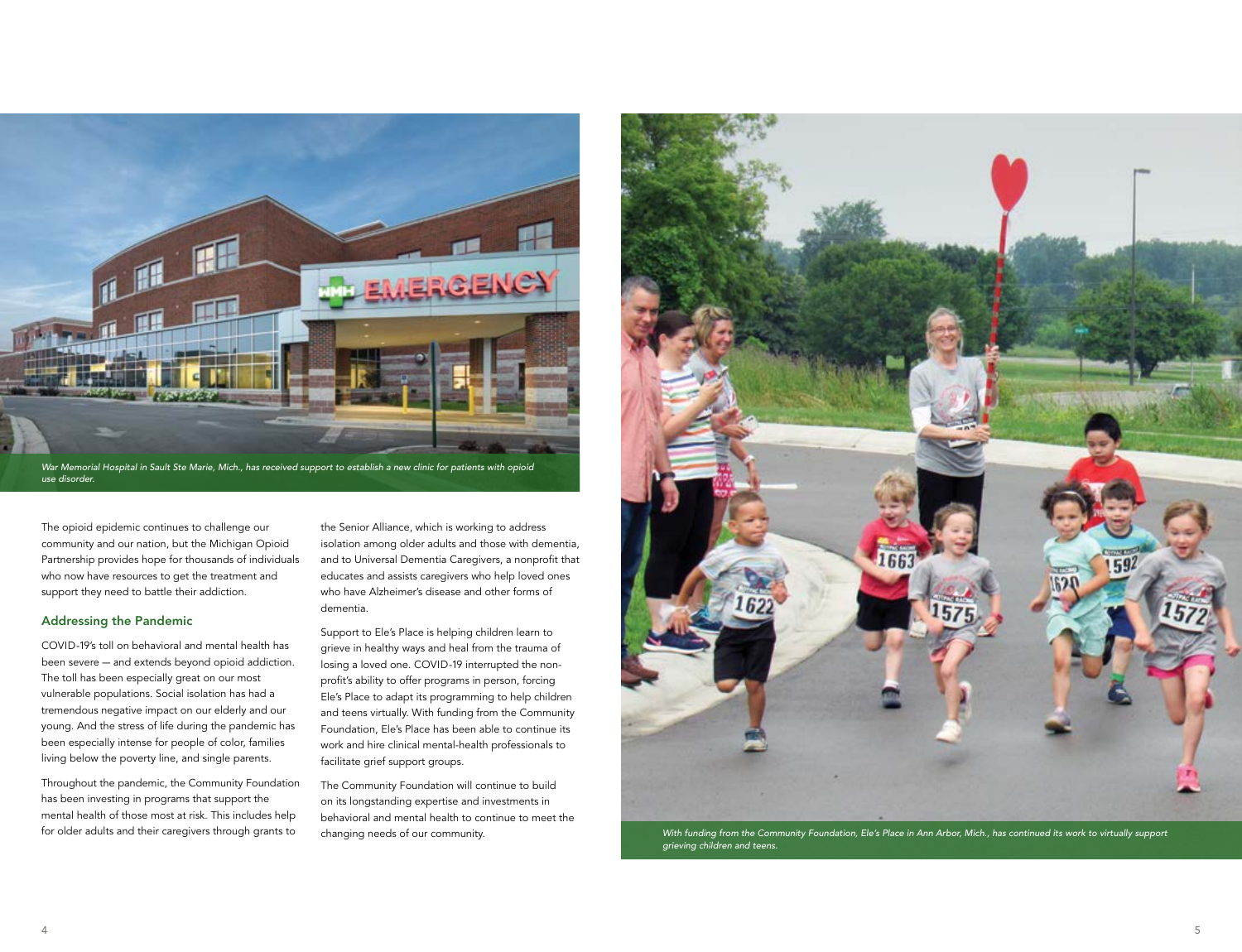*War Memorial Hospital in Sault Ste Marie, Mich., has received support to establish a new clinic for patients with opioid use disorder.*

The opioid epidemic continues to challenge our community and our nation, but the Michigan Opioid Partnership provides hope for thousands of individuals who now have resources to get the treatment and support they need to battle their addiction.

## Addressing the Pandemic

COVID-19's toll on behavioral and mental health has been severe — and extends beyond opioid addiction. The toll has been especially great on our most vulnerable populations. Social isolation has had a tremendous negative impact on our elderly and our young. And the stress of life during the pandemic has been especially intense for people of color, families living below the poverty line, and single parents.

Throughout the pandemic, the Community Foundation has been investing in programs that support the mental health of those most at risk. This includes help for older adults and their caregivers through grants to the Senior Alliance, which is working to address isolation among older adults and those with dementia, and to Universal Dementia Caregivers, a nonprofit that educates and assists caregivers who help loved ones who have Alzheimer's disease and other forms of dementia.

Support to Ele's Place is helping children learn to grieve in healthy ways and heal from the trauma of losing a loved one. COVID-19 interrupted the non-profit's ability to offer programs in person, forcing Ele's Place to adapt its programming to help children and teens virtually. With funding from the Community Foundation, Ele's Place has been able to continue its work and hire clinical mental-health professionals to facilitate grief support groups.

The Community Foundation will continue to build on its longstanding expertise and investments in behavioral and mental health to continue to meet the changing needs of our community.

*With funding from the Community Foundation, Ele's Place in Ann Arbor, Mich., has continued its work to virtually support grieving children and teens.*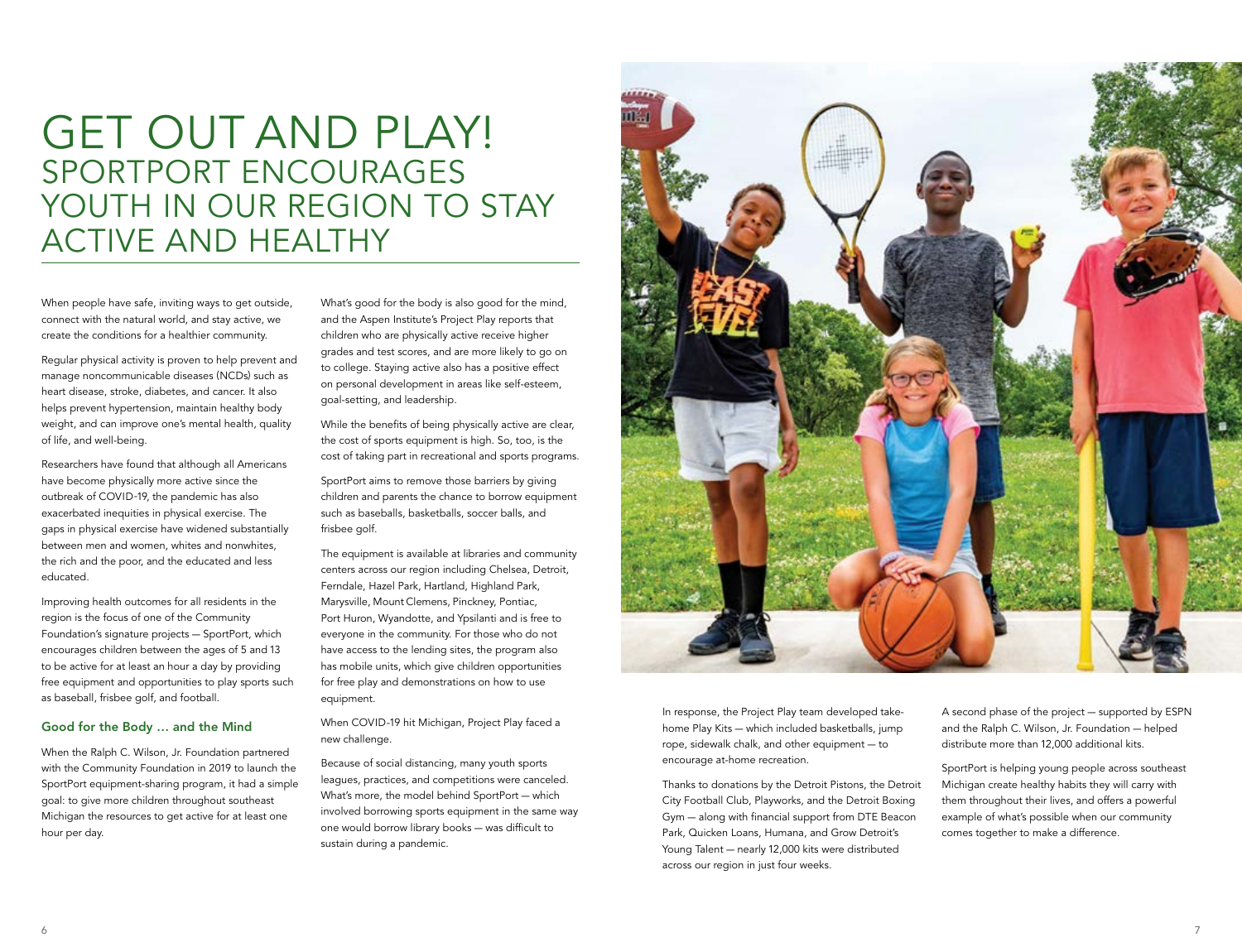# GET OUT AND PLAY!
## SPORTPORT ENCOURAGES YOUTH IN OUR REGION TO STAY ACTIVE AND HEALTHY

When people have safe, inviting ways to get outside, connect with the natural world, and stay active, we create the conditions for a healthier community.

Regular physical activity is proven to help prevent and manage noncommunicable diseases (NCDs) such as heart disease, stroke, diabetes, and cancer. It also helps prevent hypertension, maintain healthy body weight, and can improve one's mental health, quality of life, and well-being.

Researchers have found that although all Americans have become physically more active since the outbreak of COVID-19, the pandemic has also exacerbated inequities in physical exercise. The gaps in physical exercise have widened substantially between men and women, whites and nonwhites, the rich and the poor, and the educated and less educated.

Improving health outcomes for all residents in the region is the focus of one of the Community Foundation's signature projects — SportPort, which encourages children between the ages of 5 and 13 to be active for at least an hour a day by providing free equipment and opportunities to play sports such as baseball, frisbee golf, and football.

### Good for the Body … and the Mind

When the Ralph C. Wilson, Jr. Foundation partnered with the Community Foundation in 2019 to launch the SportPort equipment-sharing program, it had a simple goal: to give more children throughout southeast Michigan the resources to get active for at least one hour per day.

What's good for the body is also good for the mind, and the Aspen Institute's Project Play reports that children who are physically active receive higher grades and test scores, and are more likely to go on to college. Staying active also has a positive effect on personal development in areas like self-esteem, goal-setting, and leadership.

While the benefits of being physically active are clear, the cost of sports equipment is high. So, too, is the cost of taking part in recreational and sports programs.

SportPort aims to remove those barriers by giving children and parents the chance to borrow equipment such as baseballs, basketballs, soccer balls, and frisbee golf.

The equipment is available at libraries and community centers across our region including Chelsea, Detroit, Ferndale, Hazel Park, Hartland, Highland Park, Marysville, Mount Clemens, Pinckney, Pontiac, Port Huron, Wyandotte, and Ypsilanti and is free to everyone in the community. For those who do not have access to the lending sites, the program also has mobile units, which give children opportunities for free play and demonstrations on how to use equipment.

When COVID-19 hit Michigan, Project Play faced a new challenge.

Because of social distancing, many youth sports leagues, practices, and competitions were canceled. What's more, the model behind SportPort — which involved borrowing sports equipment in the same way one would borrow library books — was difficult to sustain during a pandemic.

In response, the Project Play team developed take-home Play Kits — which included basketballs, jump rope, sidewalk chalk, and other equipment — to encourage at-home recreation.

Thanks to donations by the Detroit Pistons, the Detroit City Football Club, Playworks, and the Detroit Boxing Gym — along with financial support from DTE Beacon Park, Quicken Loans, Humana, and Grow Detroit's Young Talent — nearly 12,000 kits were distributed across our region in just four weeks.

A second phase of the project — supported by ESPN and the Ralph C. Wilson, Jr. Foundation — helped distribute more than 12,000 additional kits.

SportPort is helping young people across southeast Michigan create healthy habits they will carry with them throughout their lives, and offers a powerful example of what's possible when our community comes together to make a difference.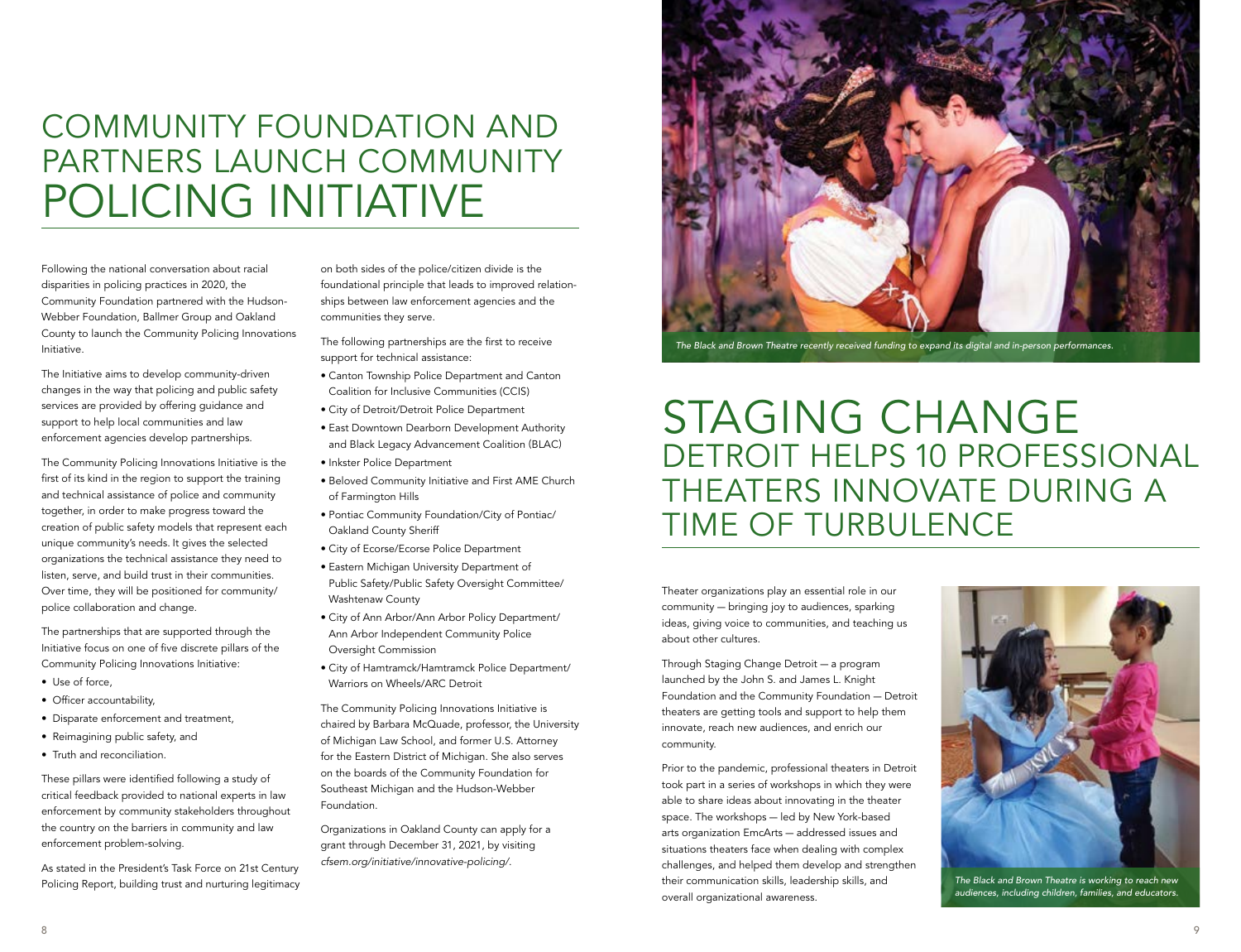# COMMUNITY FOUNDATION AND PARTNERS LAUNCH COMMUNITY POLICING INITIATIVE

Following the national conversation about racial disparities in policing practices in 2020, the Community Foundation partnered with the Hudson-Webber Foundation, Ballmer Group and Oakland County to launch the Community Policing Innovations Initiative.

The Initiative aims to develop community-driven changes in the way that policing and public safety services are provided by offering guidance and support to help local communities and law enforcement agencies develop partnerships.

The Community Policing Innovations Initiative is the first of its kind in the region to support the training and technical assistance of police and community together, in order to make progress toward the creation of public safety models that represent each unique community's needs. It gives the selected organizations the technical assistance they need to listen, serve, and build trust in their communities. Over time, they will be positioned for community/police collaboration and change.

The partnerships that are supported through the Initiative focus on one of five discrete pillars of the Community Policing Innovations Initiative:

- Use of force,
- Officer accountability,
- Disparate enforcement and treatment,
- Reimagining public safety, and
- Truth and reconciliation.

These pillars were identified following a study of critical feedback provided to national experts in law enforcement by community stakeholders throughout the country on the barriers in community and law enforcement problem-solving.

As stated in the President's Task Force on 21st Century Policing Report, building trust and nurturing legitimacy on both sides of the police/citizen divide is the foundational principle that leads to improved relationships between law enforcement agencies and the communities they serve.

The following partnerships are the first to receive support for technical assistance:

- Canton Township Police Department and Canton Coalition for Inclusive Communities (CCIS)
- City of Detroit/Detroit Police Department
- East Downtown Dearborn Development Authority and Black Legacy Advancement Coalition (BLAC)
- Inkster Police Department
- Beloved Community Initiative and First AME Church of Farmington Hills
- Pontiac Community Foundation/City of Pontiac/ Oakland County Sheriff
- City of Ecorse/Ecorse Police Department
- Eastern Michigan University Department of Public Safety/Public Safety Oversight Committee/ Washtenaw County
- City of Ann Arbor/Ann Arbor Policy Department/ Ann Arbor Independent Community Police Oversight Commission
- City of Hamtramck/Hamtramck Police Department/ Warriors on Wheels/ARC Detroit

The Community Policing Innovations Initiative is chaired by Barbara McQuade, professor, the University of Michigan Law School, and former U.S. Attorney for the Eastern District of Michigan. She also serves on the boards of the Community Foundation for Southeast Michigan and the Hudson-Webber Foundation.

Organizations in Oakland County can apply for a grant through December 31, 2021, by visiting *cfsem.org/initiative/innovative-policing/*.

*The Black and Brown Theatre recently received funding to expand its digital and in-person performances.*

# STAGING CHANGE

## DETROIT HELPS 10 PROFESSIONAL THEATERS INNOVATE DURING A TIME OF TURBULENCE

Theater organizations play an essential role in our community — bringing joy to audiences, sparking ideas, giving voice to communities, and teaching us about other cultures.

Through Staging Change Detroit — a program launched by the John S. and James L. Knight Foundation and the Community Foundation — Detroit theaters are getting tools and support to help them innovate, reach new audiences, and enrich our community.

Prior to the pandemic, professional theaters in Detroit took part in a series of workshops in which they were able to share ideas about innovating in the theater space. The workshops — led by New York-based arts organization EmcArts — addressed issues and situations theaters face when dealing with complex challenges, and helped them develop and strengthen their communication skills, leadership skills, and overall organizational awareness.

*The Black and Brown Theatre is working to reach new audiences, including children, families, and educators.*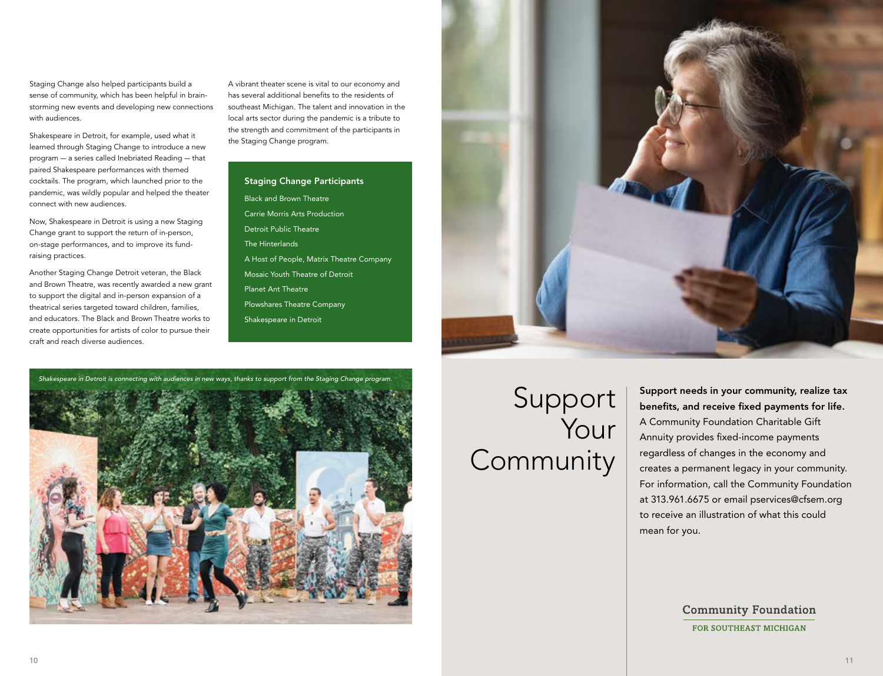Staging Change also helped participants build a sense of community, which has been helpful in brainstorming new events and developing new connections with audiences.

Shakespeare in Detroit, for example, used what it learned through Staging Change to introduce a new program — a series called Inebriated Reading — that paired Shakespeare performances with themed cocktails. The program, which launched prior to the pandemic, was wildly popular and helped the theater connect with new audiences.

Now, Shakespeare in Detroit is using a new Staging Change grant to support the return of in-person, on-stage performances, and to improve its fundraising practices.

Another Staging Change Detroit veteran, the Black and Brown Theatre, was recently awarded a new grant to support the digital and in-person expansion of a theatrical series targeted toward children, families, and educators. The Black and Brown Theatre works to create opportunities for artists of color to pursue their craft and reach diverse audiences.

A vibrant theater scene is vital to our economy and has several additional benefits to the residents of southeast Michigan. The talent and innovation in the local arts sector during the pandemic is a tribute to the strength and commitment of the participants in the Staging Change program.

### Staging Change Participants

- Black and Brown Theatre
- Carrie Morris Arts Production
- Detroit Public Theatre
- The Hinterlands
- A Host of People, Matrix Theatre Company
- Mosaic Youth Theatre of Detroit
- Planet Ant Theatre
- Plowshares Theatre Company
- Shakespeare in Detroit

*Shakespeare in Detroit is connecting with audiences in new ways, thanks to support from the Staging Change program.*

# Support Your Community

**Support needs in your community, realize tax benefits, and receive fixed payments for life.** A Community Foundation Charitable Gift Annuity provides fixed-income payments regardless of changes in the economy and creates a permanent legacy in your community. For information, call the Community Foundation at 313.961.6675 or email pservices@cfsem.org to receive an illustration of what this could mean for you.

Community Foundation
FOR SOUTHEAST MICHIGAN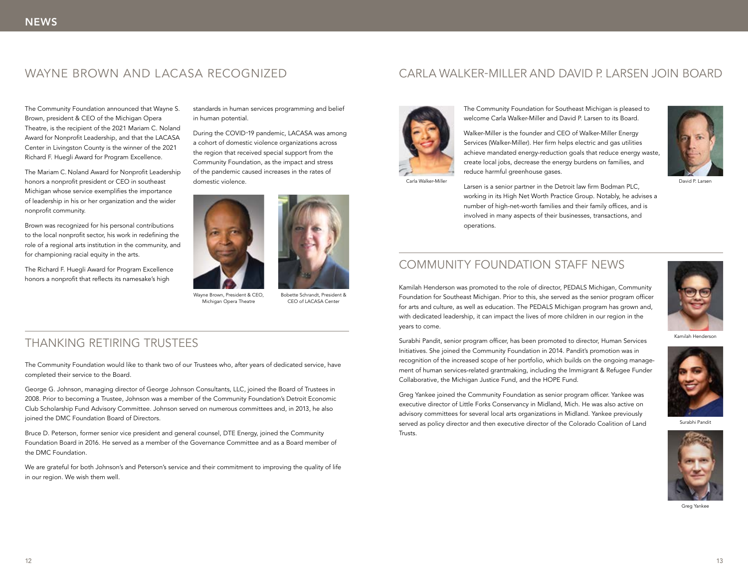## WAYNE BROWN AND LACASA RECOGNIZED

The Community Foundation announced that Wayne S. Brown, president & CEO of the Michigan Opera Theatre, is the recipient of the 2021 Mariam C. Noland Award for Nonprofit Leadership, and that the LACASA Center in Livingston County is the winner of the 2021 Richard F. Huegli Award for Program Excellence.

The Mariam C. Noland Award for Nonprofit Leadership honors a nonprofit president or CEO in southeast Michigan whose service exemplifies the importance of leadership in his or her organization and the wider nonprofit community.

Brown was recognized for his personal contributions to the local nonprofit sector, his work in redefining the role of a regional arts institution in the community, and for championing racial equity in the arts.

The Richard F. Huegli Award for Program Excellence honors a nonprofit that reflects its namesake's high standards in human services programming and belief in human potential.

During the COVID-19 pandemic, LACASA was among a cohort of domestic violence organizations across the region that received special support from the Community Foundation, as the impact and stress of the pandemic caused increases in the rates of domestic violence.

Wayne Brown, President & CEO, Michigan Opera Theatre

Bobette Schrandt, President & CEO of LACASA Center

## THANKING RETIRING TRUSTEES

The Community Foundation would like to thank two of our Trustees who, after years of dedicated service, have completed their service to the Board.

George G. Johnson, managing director of George Johnson Consultants, LLC, joined the Board of Trustees in 2008. Prior to becoming a Trustee, Johnson was a member of the Community Foundation's Detroit Economic Club Scholarship Fund Advisory Committee. Johnson served on numerous committees and, in 2013, he also joined the DMC Foundation Board of Directors.

Bruce D. Peterson, former senior vice president and general counsel, DTE Energy, joined the Community Foundation Board in 2016. He served as a member of the Governance Committee and as a Board member of the DMC Foundation.

We are grateful for both Johnson's and Peterson's service and their commitment to improving the quality of life in our region. We wish them well.

## CARLA WALKER-MILLER AND DAVID P. LARSEN JOIN BOARD

The Community Foundation for Southeast Michigan is pleased to welcome Carla Walker-Miller and David P. Larsen to its Board.

Walker-Miller is the founder and CEO of Walker-Miller Energy Services (Walker-Miller). Her firm helps electric and gas utilities achieve mandated energy-reduction goals that reduce energy waste, create local jobs, decrease the energy burdens on families, and reduce harmful greenhouse gases.

Larsen is a senior partner in the Detroit law firm Bodman PLC, working in its High Net Worth Practice Group. Notably, he advises a number of high-net-worth families and their family offices, and is involved in many aspects of their businesses, transactions, and operations.

Carla Walker-Miller

David P. Larsen

## COMMUNITY FOUNDATION STAFF NEWS

Kamilah Henderson was promoted to the role of director, PEDALS Michigan, Community Foundation for Southeast Michigan. Prior to this, she served as the senior program officer for arts and culture, as well as education. The PEDALS Michigan program has grown and, with dedicated leadership, it can impact the lives of more children in our region in the years to come.

Surabhi Pandit, senior program officer, has been promoted to director, Human Services Initiatives. She joined the Community Foundation in 2014. Pandit's promotion was in recognition of the increased scope of her portfolio, which builds on the ongoing management of human services-related grantmaking, including the Immigrant & Refugee Funder Collaborative, the Michigan Justice Fund, and the HOPE Fund.

Greg Yankee joined the Community Foundation as senior program officer. Yankee was executive director of Little Forks Conservancy in Midland, Mich. He was also active on advisory committees for several local arts organizations in Midland. Yankee previously served as policy director and then executive director of the Colorado Coalition of Land Trusts.

Kamilah Henderson

Surabhi Pandit

Greg Yankee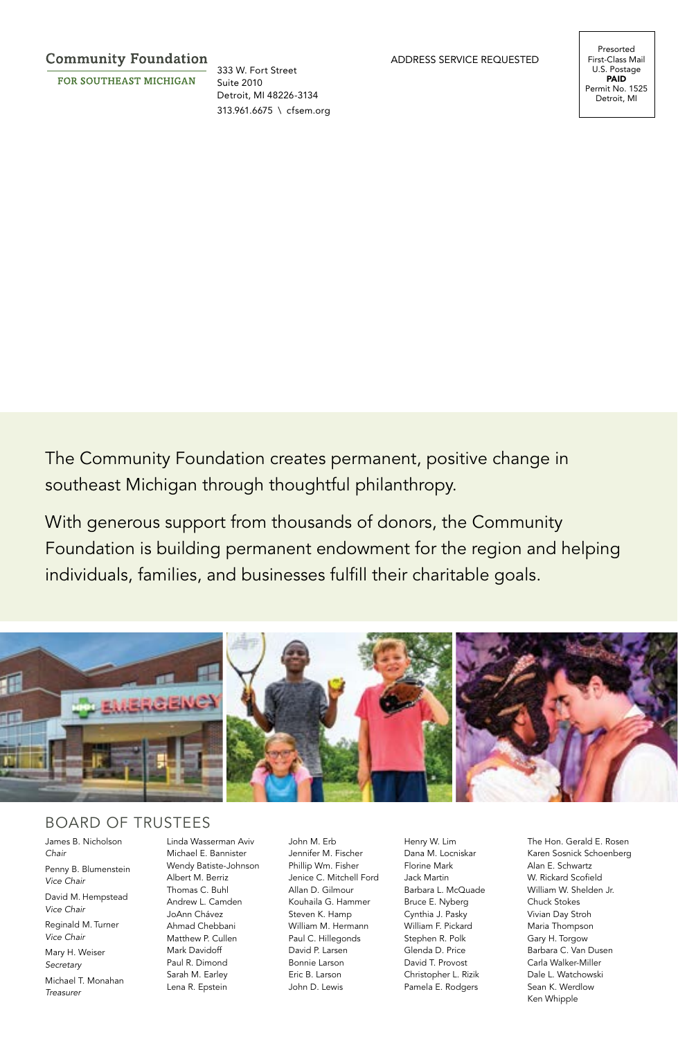Community Foundation

FOR SOUTHEAST MICHIGAN

333 W. Fort Street
Suite 2010
Detroit, MI 48226-3134
313.961.6675 \ cfsem.org

ADDRESS SERVICE REQUESTED

Presorted
First-Class Mail
U.S. Postage
**PAID**
Permit No. 1525
Detroit, MI

The Community Foundation creates permanent, positive change in southeast Michigan through thoughtful philanthropy.

With generous support from thousands of donors, the Community Foundation is building permanent endowment for the region and helping individuals, families, and businesses fulfill their charitable goals.

## BOARD OF TRUSTEES

James B. Nicholson
*Chair*

Penny B. Blumenstein
*Vice Chair*

David M. Hempstead
*Vice Chair*

Reginald M. Turner
*Vice Chair*

Mary H. Weiser
*Secretary*

Michael T. Monahan
*Treasurer*

Linda Wasserman Aviv
Michael E. Bannister
Wendy Batiste-Johnson
Albert M. Berriz
Thomas C. Buhl
Andrew L. Camden
JoAnn Chávez
Ahmad Chebbani
Matthew P. Cullen
Mark Davidoff
Paul R. Dimond
Sarah M. Earley
Lena R. Epstein

John M. Erb
Jennifer M. Fischer
Phillip Wm. Fisher
Jenice C. Mitchell Ford
Allan D. Gilmour
Kouhaila G. Hammer
Steven K. Hamp
William M. Hermann
Paul C. Hillegonds
David P. Larsen
Bonnie Larson
Eric B. Larson
John D. Lewis

Henry W. Lim
Dana M. Locniskar
Florine Mark
Jack Martin
Barbara L. McQuade
Bruce E. Nyberg
Cynthia J. Pasky
William F. Pickard
Stephen R. Polk
Glenda D. Price
David T. Provost
Christopher L. Rizik
Pamela E. Rodgers

The Hon. Gerald E. Rosen
Karen Sosnick Schoenberg
Alan E. Schwartz
W. Rickard Scofield
William W. Shelden Jr.
Chuck Stokes
Vivian Day Stroh
Maria Thompson
Gary H. Torgow
Barbara C. Van Dusen
Carla Walker-Miller
Dale L. Watchowski
Sean K. Werdlow
Ken Whipple